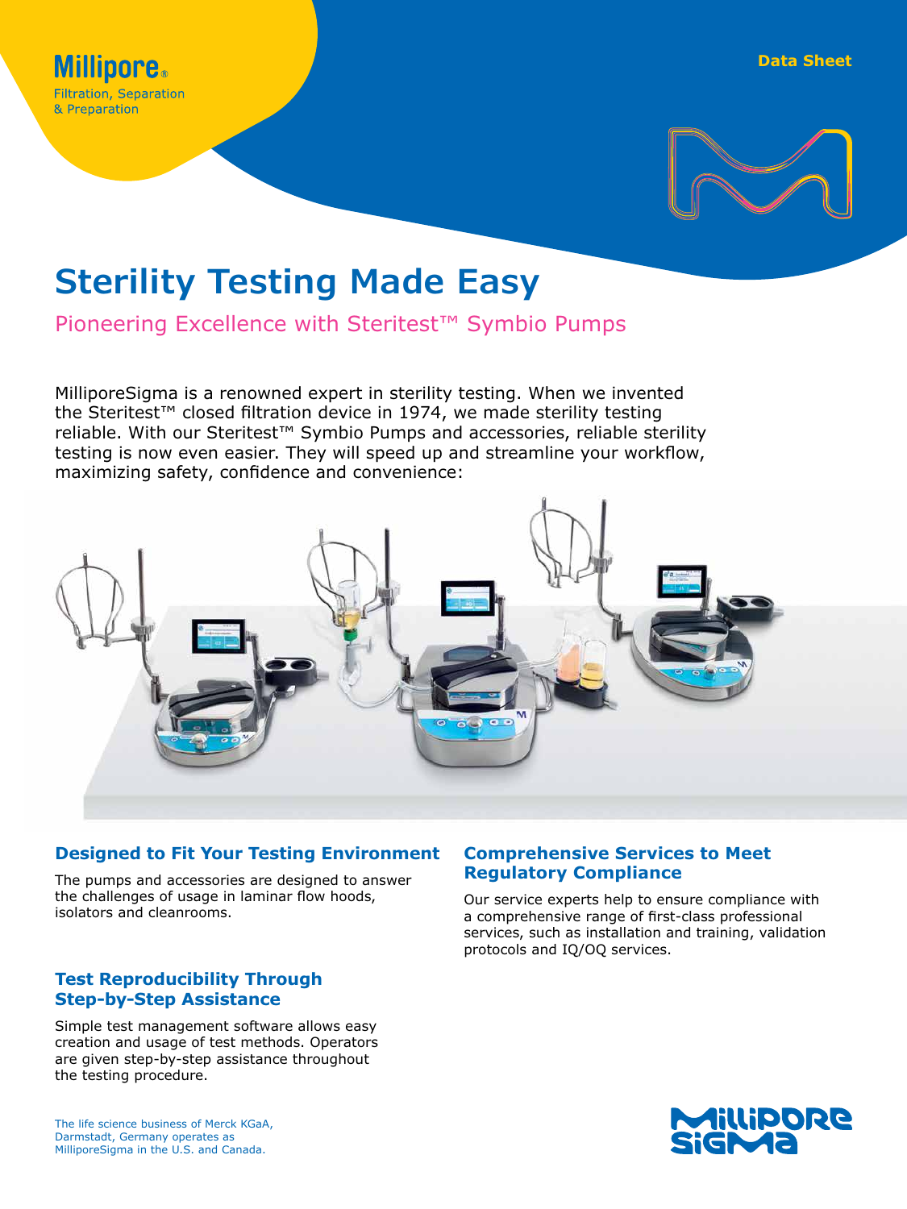Millipore®
Filtration, Separation & Preparation

Data Sheet

# Sterility Testing Made Easy

## Pioneering Excellence with Steritest™ Symbio Pumps

MilliporeSigma is a renowned expert in sterility testing. When we invented the Steritest™ closed filtration device in 1974, we made sterility testing reliable. With our Steritest™ Symbio Pumps and accessories, reliable sterility testing is now even easier. They will speed up and streamline your workflow, maximizing safety, confidence and convenience:

### Designed to Fit Your Testing Environment

The pumps and accessories are designed to answer the challenges of usage in laminar flow hoods, isolators and cleanrooms.

### Test Reproducibility Through Step-by-Step Assistance

Simple test management software allows easy creation and usage of test methods. Operators are given step-by-step assistance throughout the testing procedure.

### Comprehensive Services to Meet Regulatory Compliance

Our service experts help to ensure compliance with a comprehensive range of first-class professional services, such as installation and training, validation protocols and IQ/OQ services.

The life science business of Merck KGaA, Darmstadt, Germany operates as MilliporeSigma in the U.S. and Canada.

MilliporeSigma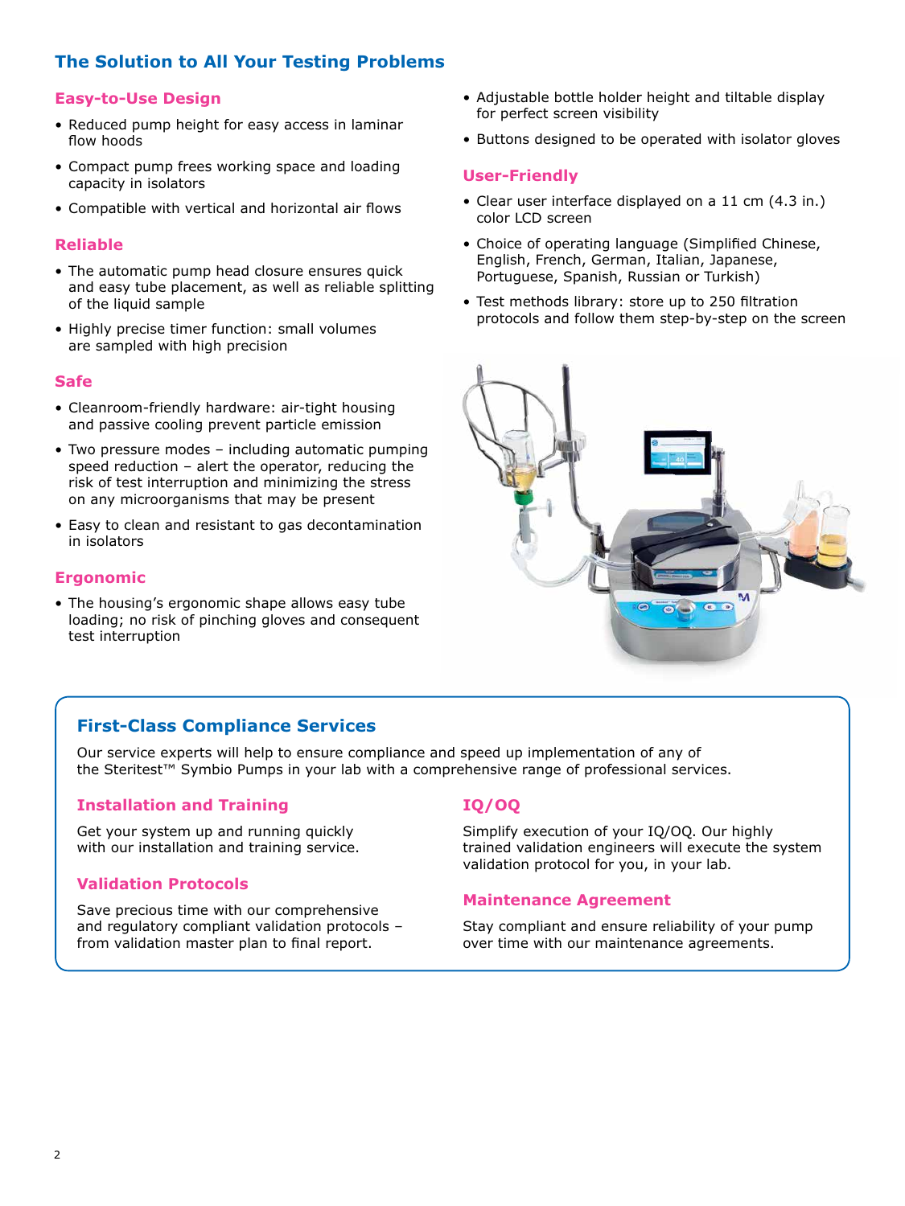## The Solution to All Your Testing Problems

### Easy-to-Use Design

- Reduced pump height for easy access in laminar flow hoods
- Compact pump frees working space and loading capacity in isolators
- Compatible with vertical and horizontal air flows
- Adjustable bottle holder height and tiltable display for perfect screen visibility
- Buttons designed to be operated with isolator gloves

### Reliable

- The automatic pump head closure ensures quick and easy tube placement, as well as reliable splitting of the liquid sample
- Highly precise timer function: small volumes are sampled with high precision

### Safe

- Cleanroom-friendly hardware: air-tight housing and passive cooling prevent particle emission
- Two pressure modes – including automatic pumping speed reduction – alert the operator, reducing the risk of test interruption and minimizing the stress on any microorganisms that may be present
- Easy to clean and resistant to gas decontamination in isolators

### Ergonomic

- The housing's ergonomic shape allows easy tube loading; no risk of pinching gloves and consequent test interruption

### User-Friendly

- Clear user interface displayed on a 11 cm (4.3 in.) color LCD screen
- Choice of operating language (Simplified Chinese, English, French, German, Italian, Japanese, Portuguese, Spanish, Russian or Turkish)
- Test methods library: store up to 250 filtration protocols and follow them step-by-step on the screen

## First-Class Compliance Services

Our service experts will help to ensure compliance and speed up implementation of any of the Steritest™ Symbio Pumps in your lab with a comprehensive range of professional services.

### Installation and Training

Get your system up and running quickly with our installation and training service.

### Validation Protocols

Save precious time with our comprehensive and regulatory compliant validation protocols – from validation master plan to final report.

### IQ/OQ

Simplify execution of your IQ/OQ. Our highly trained validation engineers will execute the system validation protocol for you, in your lab.

### Maintenance Agreement

Stay compliant and ensure reliability of your pump over time with our maintenance agreements.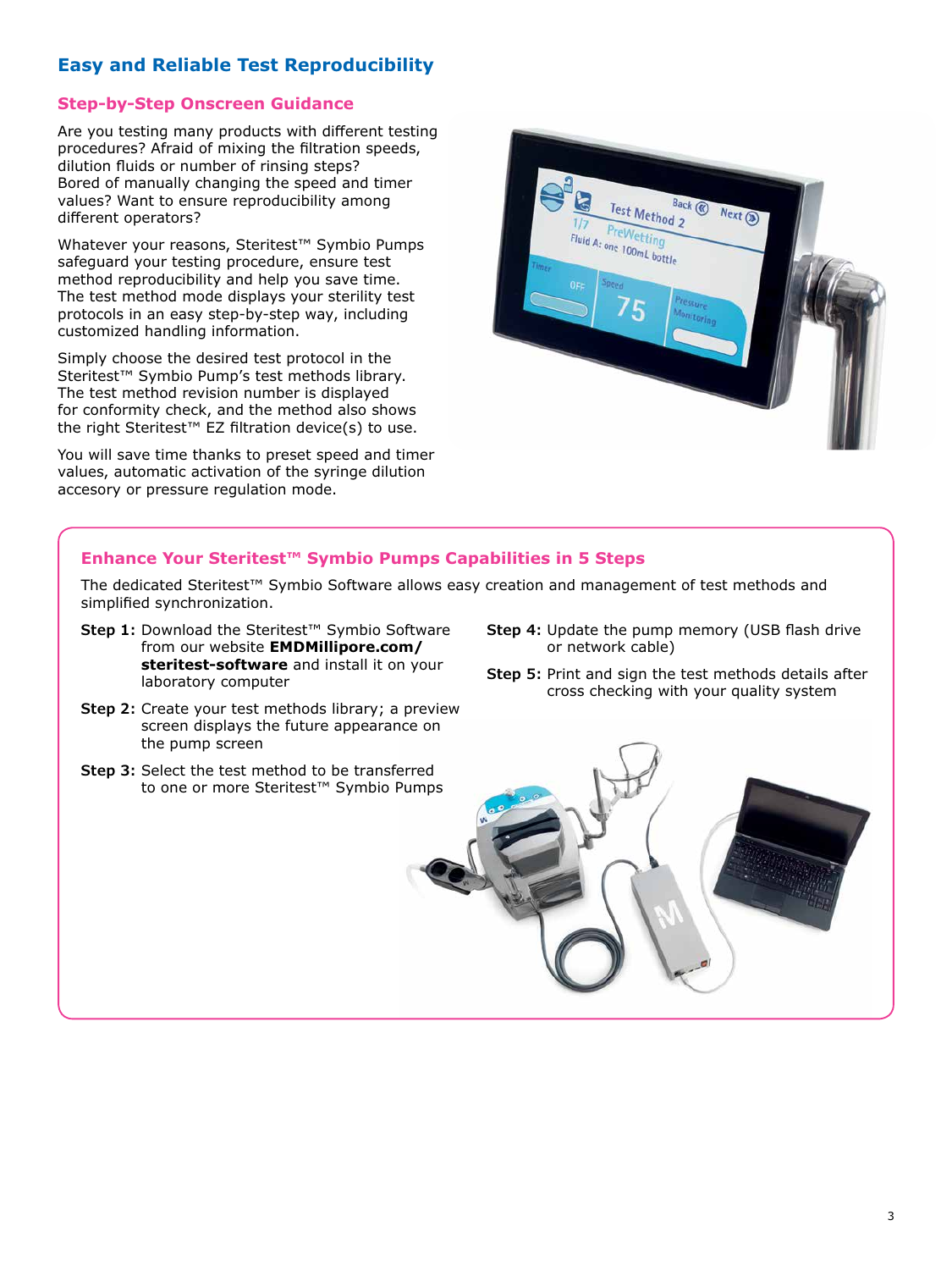## Easy and Reliable Test Reproducibility

### Step-by-Step Onscreen Guidance

Are you testing many products with different testing procedures? Afraid of mixing the filtration speeds, dilution fluids or number of rinsing steps? Bored of manually changing the speed and timer values? Want to ensure reproducibility among different operators?

Whatever your reasons, Steritest™ Symbio Pumps safeguard your testing procedure, ensure test method reproducibility and help you save time. The test method mode displays your sterility test protocols in an easy step-by-step way, including customized handling information.

Simply choose the desired test protocol in the Steritest™ Symbio Pump's test methods library. The test method revision number is displayed for conformity check, and the method also shows the right Steritest™ EZ filtration device(s) to use.

You will save time thanks to preset speed and timer values, automatic activation of the syringe dilution accesory or pressure regulation mode.

### Enhance Your Steritest™ Symbio Pumps Capabilities in 5 Steps

The dedicated Steritest™ Symbio Software allows easy creation and management of test methods and simplified synchronization.

**Step 1:** Download the Steritest™ Symbio Software from our website **EMDMillipore.com/steritest-software** and install it on your laboratory computer

**Step 2:** Create your test methods library; a preview screen displays the future appearance on the pump screen

**Step 3:** Select the test method to be transferred to one or more Steritest™ Symbio Pumps

**Step 4:** Update the pump memory (USB flash drive or network cable)

**Step 5:** Print and sign the test methods details after cross checking with your quality system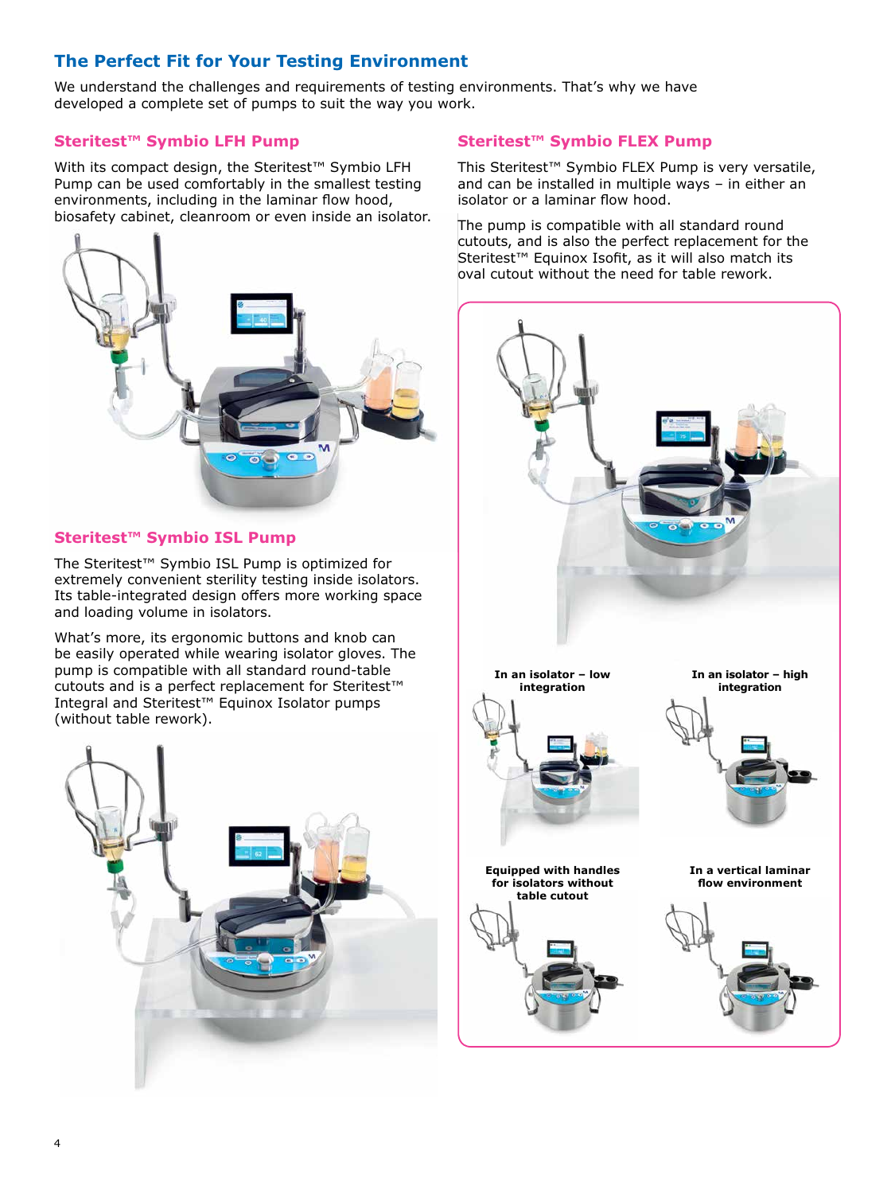## The Perfect Fit for Your Testing Environment

We understand the challenges and requirements of testing environments. That's why we have developed a complete set of pumps to suit the way you work.

### Steritest™ Symbio LFH Pump

With its compact design, the Steritest™ Symbio LFH Pump can be used comfortably in the smallest testing environments, including in the laminar flow hood, biosafety cabinet, cleanroom or even inside an isolator.

### Steritest™ Symbio ISL Pump

The Steritest™ Symbio ISL Pump is optimized for extremely convenient sterility testing inside isolators. Its table-integrated design offers more working space and loading volume in isolators.

What's more, its ergonomic buttons and knob can be easily operated while wearing isolator gloves. The pump is compatible with all standard round-table cutouts and is a perfect replacement for Steritest™ Integral and Steritest™ Equinox Isolator pumps (without table rework).

### Steritest™ Symbio FLEX Pump

This Steritest™ Symbio FLEX Pump is very versatile, and can be installed in multiple ways – in either an isolator or a laminar flow hood.

The pump is compatible with all standard round cutouts, and is also the perfect replacement for the Steritest™ Equinox Isofit, as it will also match its oval cutout without the need for table rework.

**In an isolator – low integration**

**In an isolator – high integration**

**Equipped with handles for isolators without table cutout**

**In a vertical laminar flow environment**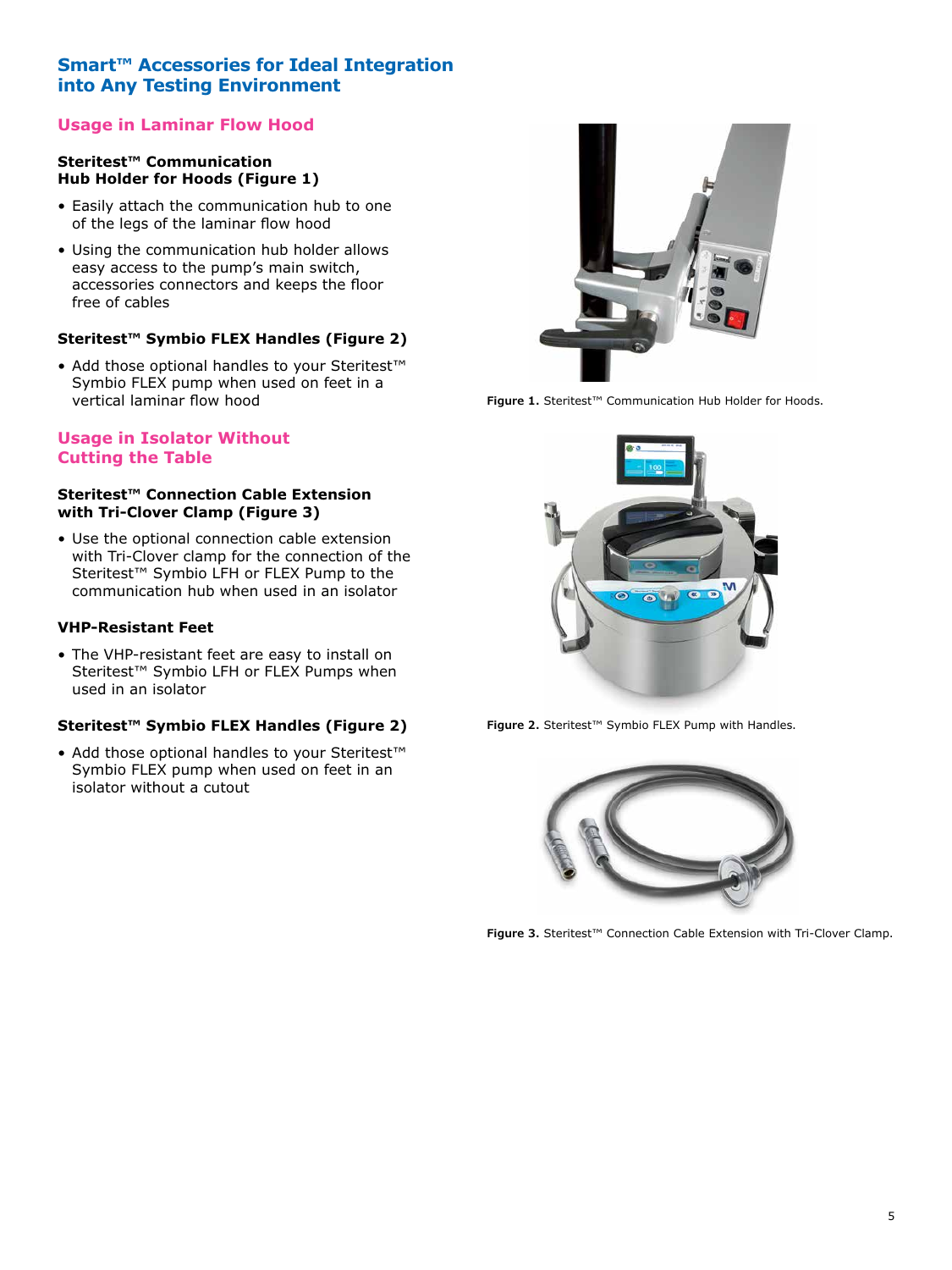## Smart™ Accessories for Ideal Integration into Any Testing Environment

### Usage in Laminar Flow Hood

**Steritest™ Communication Hub Holder for Hoods (Figure 1)**

- Easily attach the communication hub to one of the legs of the laminar flow hood
- Using the communication hub holder allows easy access to the pump's main switch, accessories connectors and keeps the floor free of cables

**Steritest™ Symbio FLEX Handles (Figure 2)**

- Add those optional handles to your Steritest™ Symbio FLEX pump when used on feet in a vertical laminar flow hood

### Usage in Isolator Without Cutting the Table

**Steritest™ Connection Cable Extension with Tri-Clover Clamp (Figure 3)**

- Use the optional connection cable extension with Tri-Clover clamp for the connection of the Steritest™ Symbio LFH or FLEX Pump to the communication hub when used in an isolator

**VHP-Resistant Feet**

- The VHP-resistant feet are easy to install on Steritest™ Symbio LFH or FLEX Pumps when used in an isolator

**Steritest™ Symbio FLEX Handles (Figure 2)**

- Add those optional handles to your Steritest™ Symbio FLEX pump when used on feet in an isolator without a cutout

**Figure 1.** Steritest™ Communication Hub Holder for Hoods.

**Figure 2.** Steritest™ Symbio FLEX Pump with Handles.

**Figure 3.** Steritest™ Connection Cable Extension with Tri-Clover Clamp.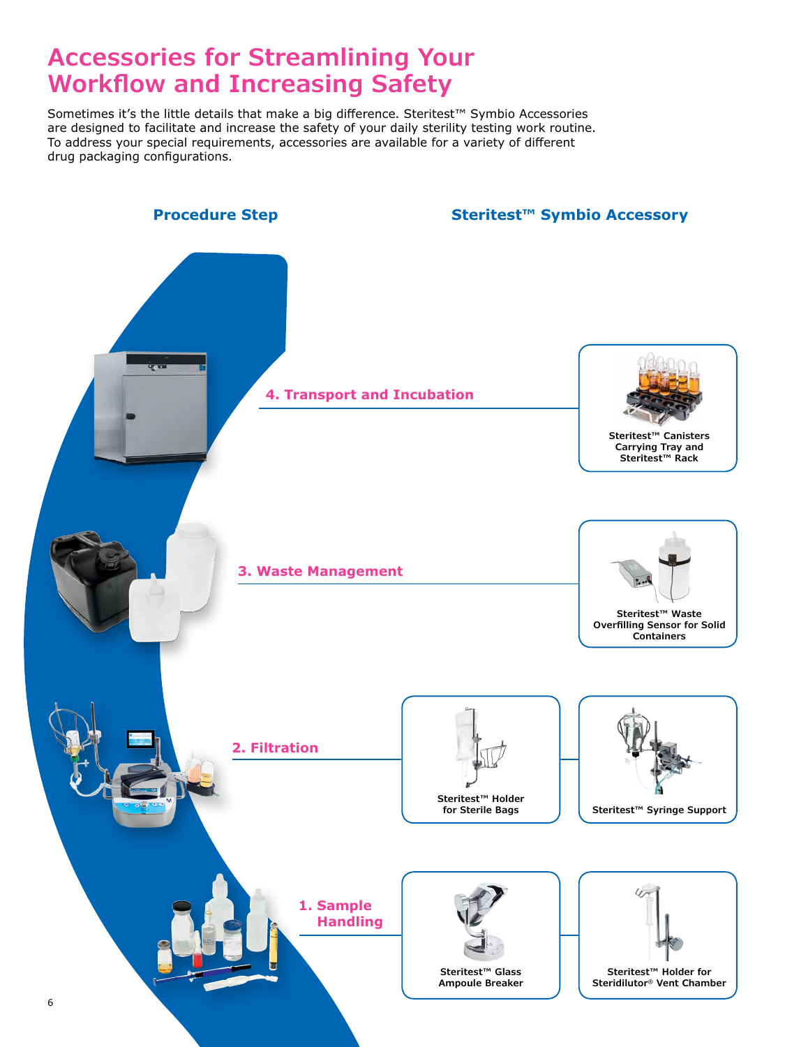# Accessories for Streamlining Your Workflow and Increasing Safety

Sometimes it's the little details that make a big difference. Steritest™ Symbio Accessories are designed to facilitate and increase the safety of your daily sterility testing work routine. To address your special requirements, accessories are available for a variety of different drug packaging configurations.

| Procedure Step | Steritest™ Symbio Accessory |
| --- | --- |
| 4. Transport and Incubation | Steritest™ Canisters Carrying Tray and Steritest™ Rack |
| 3. Waste Management | Steritest™ Waste Overfilling Sensor for Solid Containers |
| 2. Filtration | Steritest™ Holder for Sterile Bags; Steritest™ Syringe Support |
| 1. Sample Handling | Steritest™ Glass Ampoule Breaker; Steritest™ Holder for Steridilutor® Vent Chamber |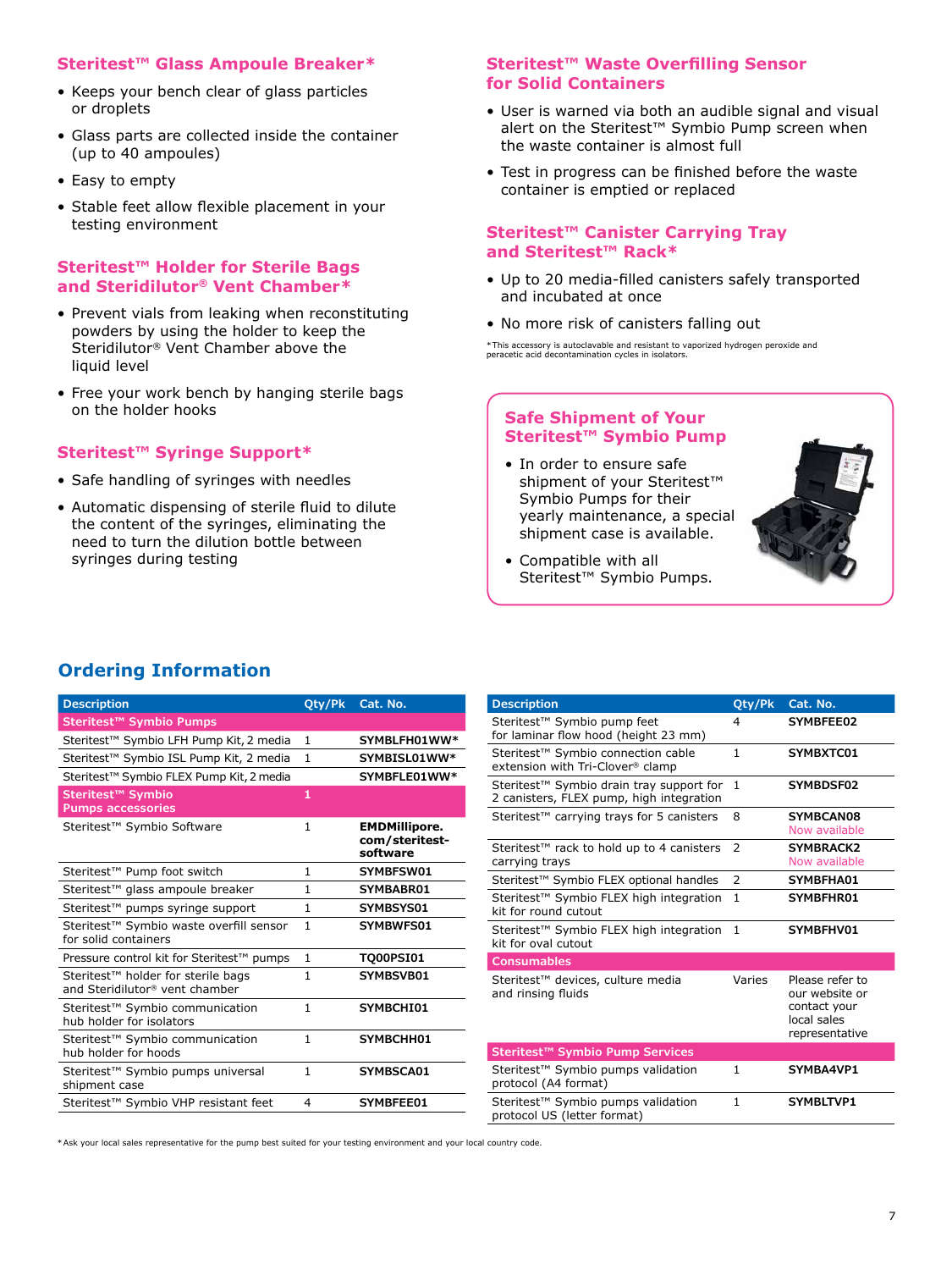### Steritest™ Glass Ampoule Breaker*

- Keeps your bench clear of glass particles or droplets
- Glass parts are collected inside the container (up to 40 ampoules)
- Easy to empty
- Stable feet allow flexible placement in your testing environment

### Steritest™ Holder for Sterile Bags and Steridilutor® Vent Chamber*

- Prevent vials from leaking when reconstituting powders by using the holder to keep the Steridilutor® Vent Chamber above the liquid level
- Free your work bench by hanging sterile bags on the holder hooks

### Steritest™ Syringe Support*

- Safe handling of syringes with needles
- Automatic dispensing of sterile fluid to dilute the content of the syringes, eliminating the need to turn the dilution bottle between syringes during testing

### Steritest™ Waste Overfilling Sensor for Solid Containers

- User is warned via both an audible signal and visual alert on the Steritest™ Symbio Pump screen when the waste container is almost full
- Test in progress can be finished before the waste container is emptied or replaced

### Steritest™ Canister Carrying Tray and Steritest™ Rack*

- Up to 20 media-filled canisters safely transported and incubated at once
- No more risk of canisters falling out

*This accessory is autoclavable and resistant to vaporized hydrogen peroxide and peracetic acid decontamination cycles in isolators.

### Safe Shipment of Your Steritest™ Symbio Pump

- In order to ensure safe shipment of your Steritest™ Symbio Pumps for their yearly maintenance, a special shipment case is available.
- Compatible with all Steritest™ Symbio Pumps.

## Ordering Information

| Description | Qty/Pk | Cat. No. |
|---|---|---|
| **Steritest™ Symbio Pumps** | | |
| Steritest™ Symbio LFH Pump Kit, 2 media | 1 | SYMBLFH01WW* |
| Steritest™ Symbio ISL Pump Kit, 2 media | 1 | SYMBISL01WW* |
| Steritest™ Symbio FLEX Pump Kit, 2 media | | SYMBFLE01WW* |
| **Steritest™ Symbio Pumps accessories** | 1 | |
| Steritest™ Symbio Software | 1 | EMDMillipore.com/steritest-software |
| Steritest™ Pump foot switch | 1 | SYMBFSW01 |
| Steritest™ glass ampoule breaker | 1 | SYMBABR01 |
| Steritest™ pumps syringe support | 1 | SYMBSYS01 |
| Steritest™ Symbio waste overfill sensor for solid containers | 1 | SYMBWFS01 |
| Pressure control kit for Steritest™ pumps | 1 | TQ00PSI01 |
| Steritest™ holder for sterile bags and Steridilutor® vent chamber | 1 | SYMBSVB01 |
| Steritest™ Symbio communication hub holder for isolators | 1 | SYMBCHI01 |
| Steritest™ Symbio communication hub holder for hoods | 1 | SYMBCHH01 |
| Steritest™ Symbio pumps universal shipment case | 1 | SYMBSCA01 |
| Steritest™ Symbio VHP resistant feet | 4 | SYMBFEE01 |
| Steritest™ Symbio pump feet for laminar flow hood (height 23 mm) | 4 | SYMBFEE02 |
| Steritest™ Symbio connection cable extension with Tri-Clover® clamp | 1 | SYMBXTC01 |
| Steritest™ Symbio drain tray support for 2 canisters, FLEX pump, high integration | 1 | SYMBDSF02 |
| Steritest™ carrying trays for 5 canisters | 8 | SYMBCAN08 Now available |
| Steritest™ rack to hold up to 4 canisters carrying trays | 2 | SYMBRACK2 Now available |
| Steritest™ Symbio FLEX optional handles | 2 | SYMBFHA01 |
| Steritest™ Symbio FLEX high integration kit for round cutout | 1 | SYMBFHR01 |
| Steritest™ Symbio FLEX high integration kit for oval cutout | 1 | SYMBFHV01 |
| **Consumables** | | |
| Steritest™ devices, culture media and rinsing fluids | Varies | Please refer to our website or contact your local sales representative |
| **Steritest™ Symbio Pump Services** | | |
| Steritest™ Symbio pumps validation protocol (A4 format) | 1 | SYMBA4VP1 |
| Steritest™ Symbio pumps validation protocol US (letter format) | 1 | SYMBLTVP1 |

*Ask your local sales representative for the pump best suited for your testing environment and your local country code.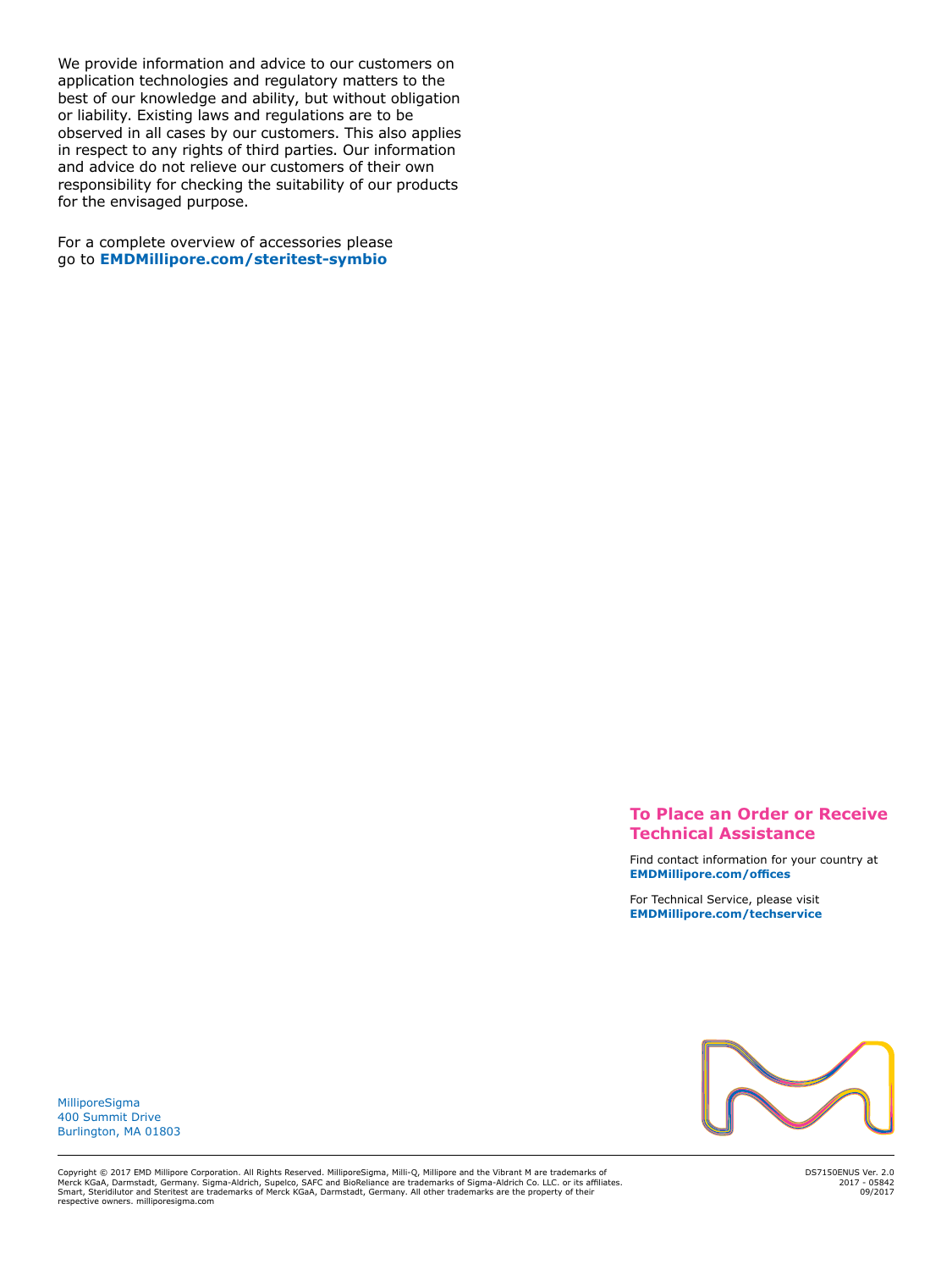We provide information and advice to our customers on application technologies and regulatory matters to the best of our knowledge and ability, but without obligation or liability. Existing laws and regulations are to be observed in all cases by our customers. This also applies in respect to any rights of third parties. Our information and advice do not relieve our customers of their own responsibility for checking the suitability of our products for the envisaged purpose.

For a complete overview of accessories please go to **EMDMillipore.com/steritest-symbio**

## To Place an Order or Receive Technical Assistance

Find contact information for your country at **EMDMillipore.com/offices**

For Technical Service, please visit **EMDMillipore.com/techservice**

MilliporeSigma
400 Summit Drive
Burlington, MA 01803

Copyright © 2017 EMD Millipore Corporation. All Rights Reserved. MilliporeSigma, Milli-Q, Millipore and the Vibrant M are trademarks of Merck KGaA, Darmstadt, Germany. Sigma-Aldrich, Supelco, SAFC and BioReliance are trademarks of Sigma-Aldrich Co. LLC. or its affiliates. Smart, Steridilutor and Steritest are trademarks of Merck KGaA, Darmstadt, Germany. All other trademarks are the property of their respective owners. milliporesigma.com

DS7150ENUS Ver. 2.0
2017 - 05842
09/2017